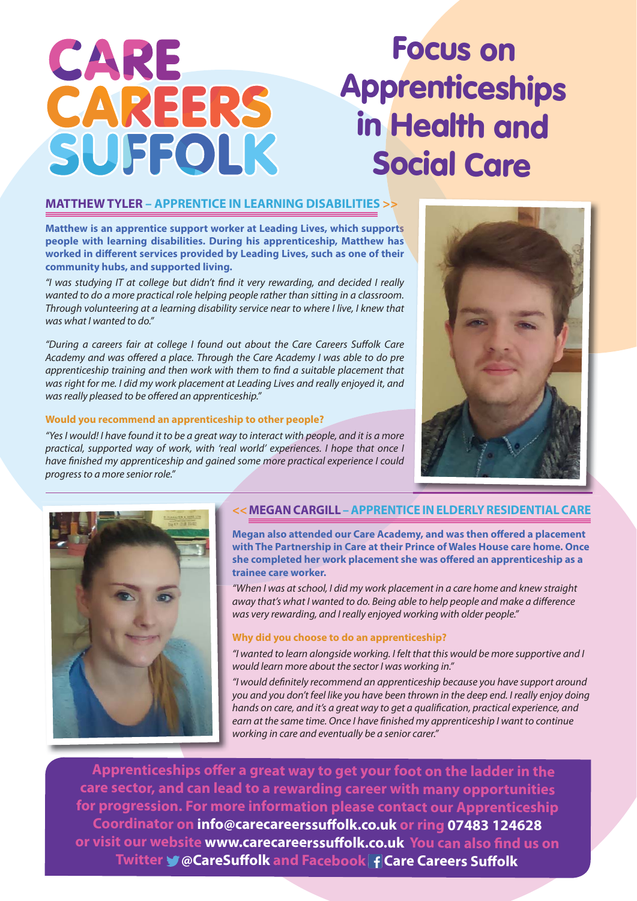# CARE CAREERS SUFFOLK

# Focus on Apprenticeships in Health and Social Care

## MATTHEW TYLER – APPRENTICE IN LEARNING DISABILITIES >>

**Matthew is an apprentice support worker at Leading Lives, which supports people with learning disabilities. During his apprenticeship, Matthew has worked in different services provided by Leading Lives, such as one of their community hubs, and supported living.**

*"I was studying IT at college but didn't find it very rewarding, and decided I really wanted to do a more practical role helping people rather than sitting in a classroom. Through volunteering at a learning disability service near to where I live, I knew that was what I wanted to do."*

*"During a careers fair at college I found out about the Care Careers Suffolk Care Academy and was offered a place. Through the Care Academy I was able to do pre apprenticeship training and then work with them to find a suitable placement that was right for me. I did my work placement at Leading Lives and really enjoyed it, and was really pleased to be offered an apprenticeship."*

**Would you recommend an apprenticeship to other people?**

*"Yes I would! I have found it to be a great way to interact with people, and it is a more practical, supported way of work, with 'real world' experiences. I hope that once I have finished my apprenticeship and gained some more practical experience I could progress to a more senior role."*

## << MEGAN CARGILL – APPRENTICE IN ELDERLY RESIDENTIAL CARE

**Megan also attended our Care Academy, and was then offered a placement with The Partnership in Care at their Prince of Wales House care home. Once she completed her work placement she was offered an apprenticeship as a trainee care worker.**

*"When I was at school, I did my work placement in a care home and knew straight away that's what I wanted to do. Being able to help people and make a difference was very rewarding, and I really enjoyed working with older people."*

**Why did you choose to do an apprenticeship?**

*"I wanted to learn alongside working. I felt that this would be more supportive and I would learn more about the sector I was working in."*

*"I would definitely recommend an apprenticeship because you have support around you and you don't feel like you have been thrown in the deep end. I really enjoy doing hands on care, and it's a great way to get a qualification, practical experience, and earn at the same time. Once I have finished my apprenticeship I want to continue working in care and eventually be a senior carer."*

**Apprenticeships offer a great way to get your foot on the ladder in the care sector, and can lead to a rewarding career with many opportunities for progression. For more information please contact our Apprenticeship Coordinator on info@carecareerssuffolk.co.uk or ring 07483 124628 or visit our website www.carecareerssuffolk.co.uk You can also find us on Twitter @CareSuffolk and Facebook Care Careers Suffolk**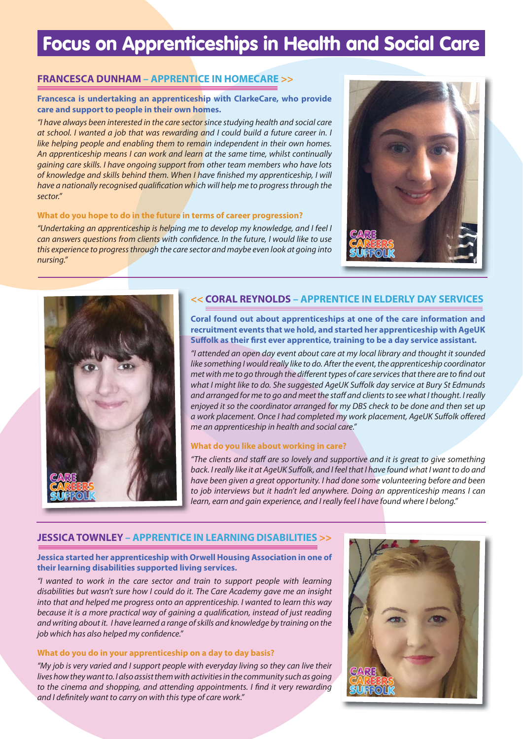# Focus on Apprenticeships in Health and Social Care

## FRANCESCA DUNHAM – APPRENTICE IN HOMECARE >>

**Francesca is undertaking an apprenticeship with ClarkeCare, who provide care and support to people in their own homes.**

*"I have always been interested in the care sector since studying health and social care at school. I wanted a job that was rewarding and I could build a future career in. I like helping people and enabling them to remain independent in their own homes. An apprenticeship means I can work and learn at the same time, whilst continually gaining care skills. I have ongoing support from other team members who have lots of knowledge and skills behind them. When I have finished my apprenticeship, I will have a nationally recognised qualification which will help me to progress through the sector."*

**What do you hope to do in the future in terms of career progression?**

*"Undertaking an apprenticeship is helping me to develop my knowledge, and I feel I can answers questions from clients with confidence. In the future, I would like to use this experience to progress through the care sector and maybe even look at going into nursing."*

## << CORAL REYNOLDS – APPRENTICE IN ELDERLY DAY SERVICES

**Coral found out about apprenticeships at one of the care information and recruitment events that we hold, and started her apprenticeship with AgeUK Suffolk as their first ever apprentice, training to be a day service assistant.**

*"I attended an open day event about care at my local library and thought it sounded like something I would really like to do. After the event, the apprenticeship coordinator met with me to go through the different types of care services that there are to find out what I might like to do. She suggested AgeUK Suffolk day service at Bury St Edmunds and arranged for me to go and meet the staff and clients to see what I thought. I really enjoyed it so the coordinator arranged for my DBS check to be done and then set up a work placement. Once I had completed my work placement, AgeUK Suffolk offered me an apprenticeship in health and social care."*

**What do you like about working in care?**

*"The clients and staff are so lovely and supportive and it is great to give something back. I really like it at AgeUK Suffolk, and I feel that I have found what I want to do and have been given a great opportunity. I had done some volunteering before and been to job interviews but it hadn't led anywhere. Doing an apprenticeship means I can learn, earn and gain experience, and I really feel I have found where I belong."*

## JESSICA TOWNLEY – APPRENTICE IN LEARNING DISABILITIES >>

**Jessica started her apprenticeship with Orwell Housing Association in one of their learning disabilities supported living services.**

*"I wanted to work in the care sector and train to support people with learning disabilities but wasn't sure how I could do it. The Care Academy gave me an insight into that and helped me progress onto an apprenticeship. I wanted to learn this way because it is a more practical way of gaining a qualification, instead of just reading and writing about it. I have learned a range of skills and knowledge by training on the job which has also helped my confidence."*

**What do you do in your apprenticeship on a day to day basis?**

*"My job is very varied and I support people with everyday living so they can live their lives how they want to. I also assist them with activities in the community such as going to the cinema and shopping, and attending appointments. I find it very rewarding and I definitely want to carry on with this type of care work."*